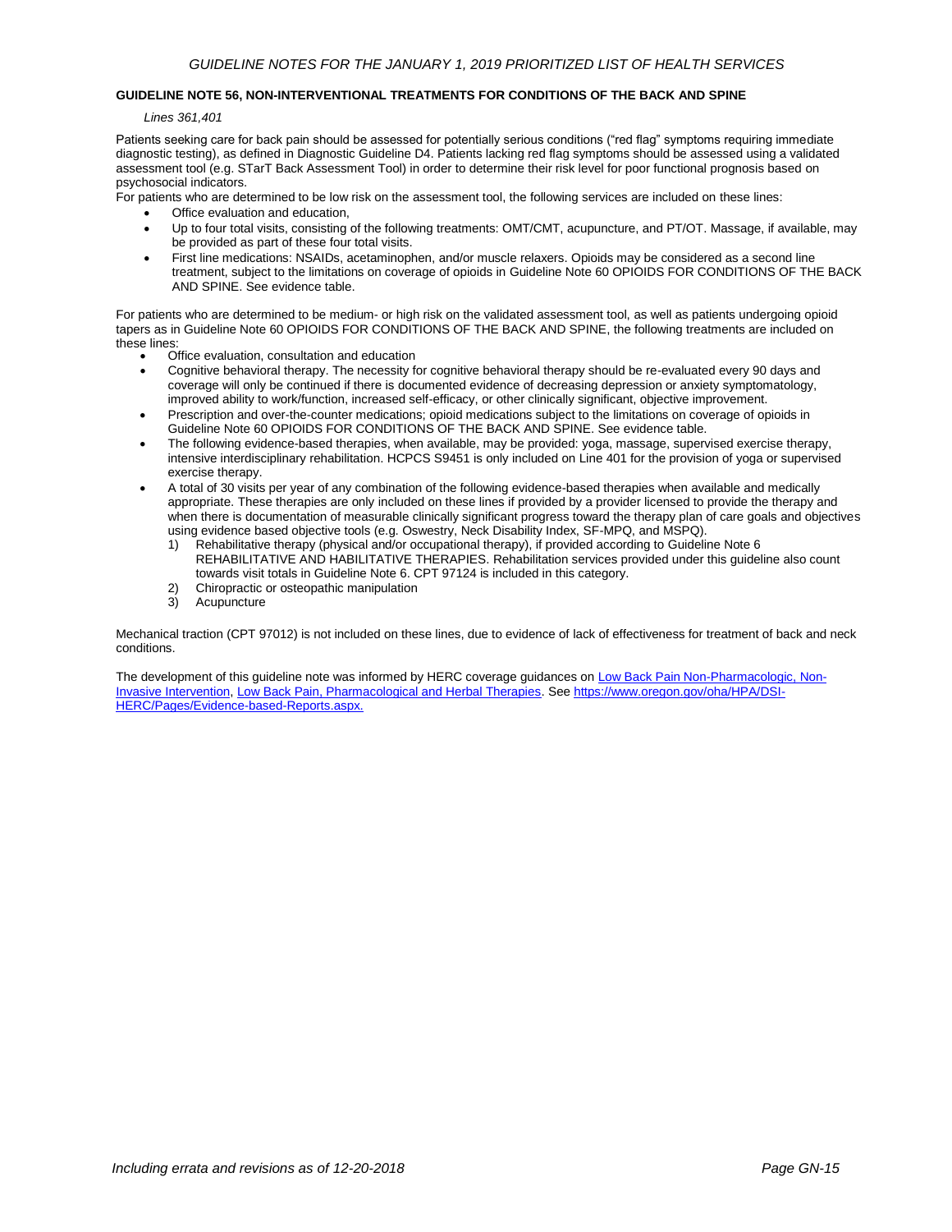## GUIDELINE NOTE 56, NON-INTERVENTIONAL TREATMENTS FOR CONDITIONS OF THE BACK AND SPINE

*Lines 361,401*

Patients seeking care for back pain should be assessed for potentially serious conditions ("red flag" symptoms requiring immediate diagnostic testing), as defined in Diagnostic Guideline D4. Patients lacking red flag symptoms should be assessed using a validated assessment tool (e.g. STarT Back Assessment Tool) in order to determine their risk level for poor functional prognosis based on psychosocial indicators.

For patients who are determined to be low risk on the assessment tool, the following services are included on these lines:

- Office evaluation and education,
- Up to four total visits, consisting of the following treatments: OMT/CMT, acupuncture, and PT/OT. Massage, if available, may be provided as part of these four total visits.
- First line medications: NSAIDs, acetaminophen, and/or muscle relaxers. Opioids may be considered as a second line treatment, subject to the limitations on coverage of opioids in Guideline Note 60 OPIOIDS FOR CONDITIONS OF THE BACK AND SPINE. See evidence table.

For patients who are determined to be medium- or high risk on the validated assessment tool, as well as patients undergoing opioid tapers as in Guideline Note 60 OPIOIDS FOR CONDITIONS OF THE BACK AND SPINE, the following treatments are included on these lines:

- Office evaluation, consultation and education
- Cognitive behavioral therapy. The necessity for cognitive behavioral therapy should be re-evaluated every 90 days and coverage will only be continued if there is documented evidence of decreasing depression or anxiety symptomatology, improved ability to work/function, increased self-efficacy, or other clinically significant, objective improvement.
- Prescription and over-the-counter medications; opioid medications subject to the limitations on coverage of opioids in Guideline Note 60 OPIOIDS FOR CONDITIONS OF THE BACK AND SPINE. See evidence table.
- The following evidence-based therapies, when available, may be provided: yoga, massage, supervised exercise therapy, intensive interdisciplinary rehabilitation. HCPCS S9451 is only included on Line 401 for the provision of yoga or supervised exercise therapy.
- A total of 30 visits per year of any combination of the following evidence-based therapies when available and medically appropriate. These therapies are only included on these lines if provided by a provider licensed to provide the therapy and when there is documentation of measurable clinically significant progress toward the therapy plan of care goals and objectives using evidence based objective tools (e.g. Oswestry, Neck Disability Index, SF-MPQ, and MSPQ).
  1) Rehabilitative therapy (physical and/or occupational therapy), if provided according to Guideline Note 6 REHABILITATIVE AND HABILITATIVE THERAPIES. Rehabilitation services provided under this guideline also count towards visit totals in Guideline Note 6. CPT 97124 is included in this category.
  2) Chiropractic or osteopathic manipulation
  3) Acupuncture

Mechanical traction (CPT 97012) is not included on these lines, due to evidence of lack of effectiveness for treatment of back and neck conditions.

The development of this guideline note was informed by HERC coverage guidances on Low Back Pain Non-Pharmacologic, Non-Invasive Intervention, Low Back Pain, Pharmacological and Herbal Therapies. See https://www.oregon.gov/oha/HPA/DSI-HERC/Pages/Evidence-based-Reports.aspx.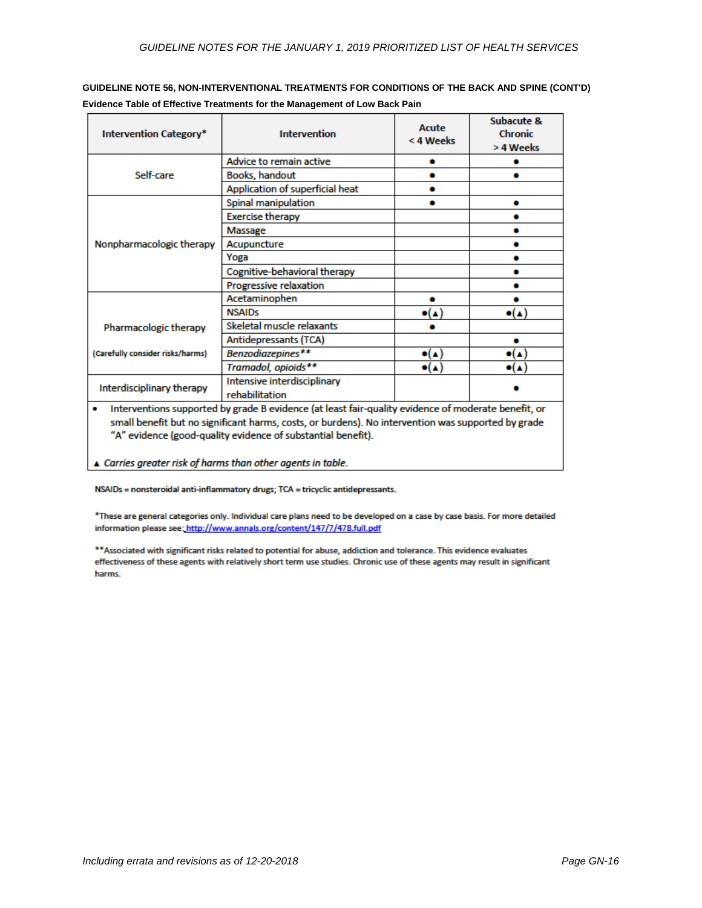**GUIDELINE NOTE 56, NON-INTERVENTIONAL TREATMENTS FOR CONDITIONS OF THE BACK AND SPINE (CONT'D)**

**Evidence Table of Effective Treatments for the Management of Low Back Pain**

| Intervention Category* | Intervention | Acute < 4 Weeks | Subacute & Chronic > 4 Weeks |
|---|---|---|---|
| Self-care | Advice to remain active | • | • |
| | Books, handout | • | • |
| | Application of superficial heat | • | |
| Nonpharmacologic therapy | Spinal manipulation | • | • |
| | Exercise therapy | | • |
| | Massage | | • |
| | Acupuncture | | • |
| | Yoga | | • |
| | Cognitive-behavioral therapy | | • |
| | Progressive relaxation | | • |
| Pharmacologic therapy (Carefully consider risks/harms) | Acetaminophen | • | • |
| | NSAIDs | •(▲) | •(▲) |
| | Skeletal muscle relaxants | • | |
| | Antidepressants (TCA) | | • |
| | *Benzodiazepines*** | •(▲) | •(▲) |
| | *Tramadol, opioids*** | •(▲) | •(▲) |
| Interdisciplinary therapy | Intensive interdisciplinary rehabilitation | | • |

• Interventions supported by grade B evidence (at least fair-quality evidence of moderate benefit, or small benefit but no significant harms, costs, or burdens). No intervention was supported by grade "A" evidence (good-quality evidence of substantial benefit).

▲ *Carries greater risk of harms than other agents in table.*

NSAIDs = nonsteroidal anti-inflammatory drugs; TCA = tricyclic antidepressants.

*These are general categories only. Individual care plans need to be developed on a case by case basis. For more detailed information please see: http://www.annals.org/content/147/7/478.full.pdf

**Associated with significant risks related to potential for abuse, addiction and tolerance. This evidence evaluates effectiveness of these agents with relatively short term use studies. Chronic use of these agents may result in significant harms.